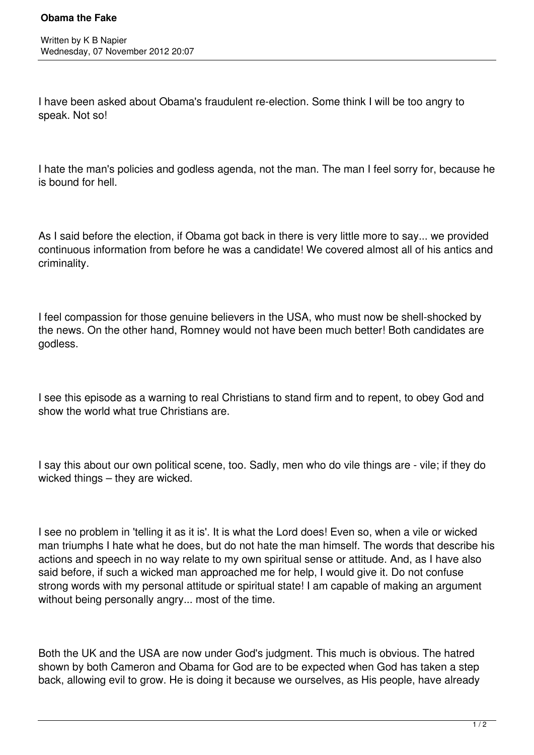# Obama the Fake

Written by K B Napier
Wednesday, 07 November 2012 20:07

I have been asked about Obama's fraudulent re-election. Some think I will be too angry to speak. Not so!

I hate the man's policies and godless agenda, not the man. The man I feel sorry for, because he is bound for hell.

As I said before the election, if Obama got back in there is very little more to say... we provided continuous information from before he was a candidate! We covered almost all of his antics and criminality.

I feel compassion for those genuine believers in the USA, who must now be shell-shocked by the news. On the other hand, Romney would not have been much better! Both candidates are godless.

I see this episode as a warning to real Christians to stand firm and to repent, to obey God and show the world what true Christians are.

I say this about our own political scene, too. Sadly, men who do vile things are - vile; if they do wicked things – they are wicked.

I see no problem in 'telling it as it is'. It is what the Lord does! Even so, when a vile or wicked man triumphs I hate what he does, but do not hate the man himself. The words that describe his actions and speech in no way relate to my own spiritual sense or attitude. And, as I have also said before, if such a wicked man approached me for help, I would give it. Do not confuse strong words with my personal attitude or spiritual state! I am capable of making an argument without being personally angry... most of the time.

Both the UK and the USA are now under God's judgment. This much is obvious. The hatred shown by both Cameron and Obama for God are to be expected when God has taken a step back, allowing evil to grow. He is doing it because we ourselves, as His people, have already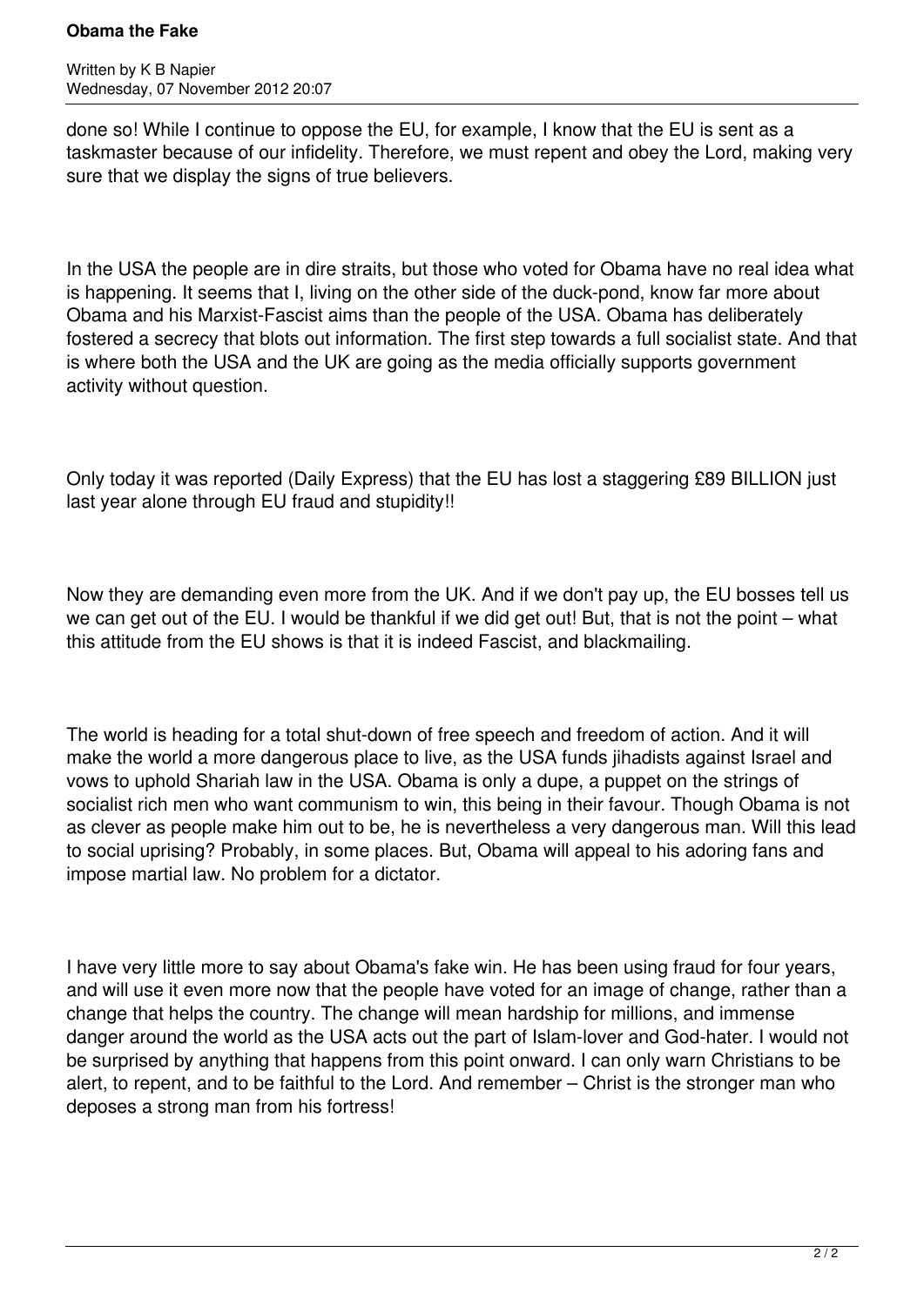done so! While I continue to oppose the EU, for example, I know that the EU is sent as a taskmaster because of our infidelity. Therefore, we must repent and obey the Lord, making very sure that we display the signs of true believers.

In the USA the people are in dire straits, but those who voted for Obama have no real idea what is happening. It seems that I, living on the other side of the duck-pond, know far more about Obama and his Marxist-Fascist aims than the people of the USA. Obama has deliberately fostered a secrecy that blots out information. The first step towards a full socialist state. And that is where both the USA and the UK are going as the media officially supports government activity without question.

Only today it was reported (Daily Express) that the EU has lost a staggering £89 BILLION just last year alone through EU fraud and stupidity!!

Now they are demanding even more from the UK. And if we don't pay up, the EU bosses tell us we can get out of the EU. I would be thankful if we did get out! But, that is not the point – what this attitude from the EU shows is that it is indeed Fascist, and blackmailing.

The world is heading for a total shut-down of free speech and freedom of action. And it will make the world a more dangerous place to live, as the USA funds jihadists against Israel and vows to uphold Shariah law in the USA. Obama is only a dupe, a puppet on the strings of socialist rich men who want communism to win, this being in their favour. Though Obama is not as clever as people make him out to be, he is nevertheless a very dangerous man. Will this lead to social uprising? Probably, in some places. But, Obama will appeal to his adoring fans and impose martial law. No problem for a dictator.

I have very little more to say about Obama's fake win. He has been using fraud for four years, and will use it even more now that the people have voted for an image of change, rather than a change that helps the country. The change will mean hardship for millions, and immense danger around the world as the USA acts out the part of Islam-lover and God-hater. I would not be surprised by anything that happens from this point onward. I can only warn Christians to be alert, to repent, and to be faithful to the Lord. And remember – Christ is the stronger man who deposes a strong man from his fortress!